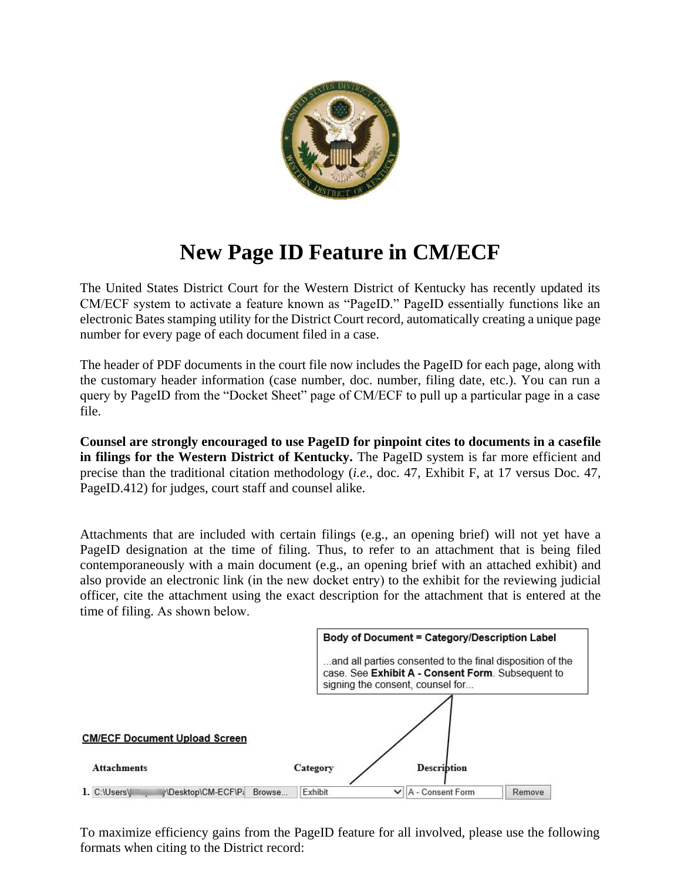# New Page ID Feature in CM/ECF

The United States District Court for the Western District of Kentucky has recently updated its CM/ECF system to activate a feature known as "PageID." PageID essentially functions like an electronic Bates stamping utility for the District Court record, automatically creating a unique page number for every page of each document filed in a case.

The header of PDF documents in the court file now includes the PageID for each page, along with the customary header information (case number, doc. number, filing date, etc.). You can run a query by PageID from the "Docket Sheet" page of CM/ECF to pull up a particular page in a case file.

**Counsel are strongly encouraged to use PageID for pinpoint cites to documents in a casefile in filings for the Western District of Kentucky.** The PageID system is far more efficient and precise than the traditional citation methodology (*i.e.*, doc. 47, Exhibit F, at 17 versus Doc. 47, PageID.412) for judges, court staff and counsel alike.

Attachments that are included with certain filings (e.g., an opening brief) will not yet have a PageID designation at the time of filing. Thus, to refer to an attachment that is being filed contemporaneously with a main document (e.g., an opening brief with an attached exhibit) and also provide an electronic link (in the new docket entry) to the exhibit for the reviewing judicial officer, cite the attachment using the exact description for the attachment that is entered at the time of filing. As shown below.

**Body of Document = Category/Description Label**

...and all parties consented to the final disposition of the case. See **Exhibit A - Consent Form**. Subsequent to signing the consent, counsel for...

**CM/ECF Document Upload Screen**

| Attachments | Category | Description | |
|---|---|---|---|
| 1. C:\Users\ \Desktop\CM-ECF\P Browse... | Exhibit | A - Consent Form | Remove |

To maximize efficiency gains from the PageID feature for all involved, please use the following formats when citing to the District record: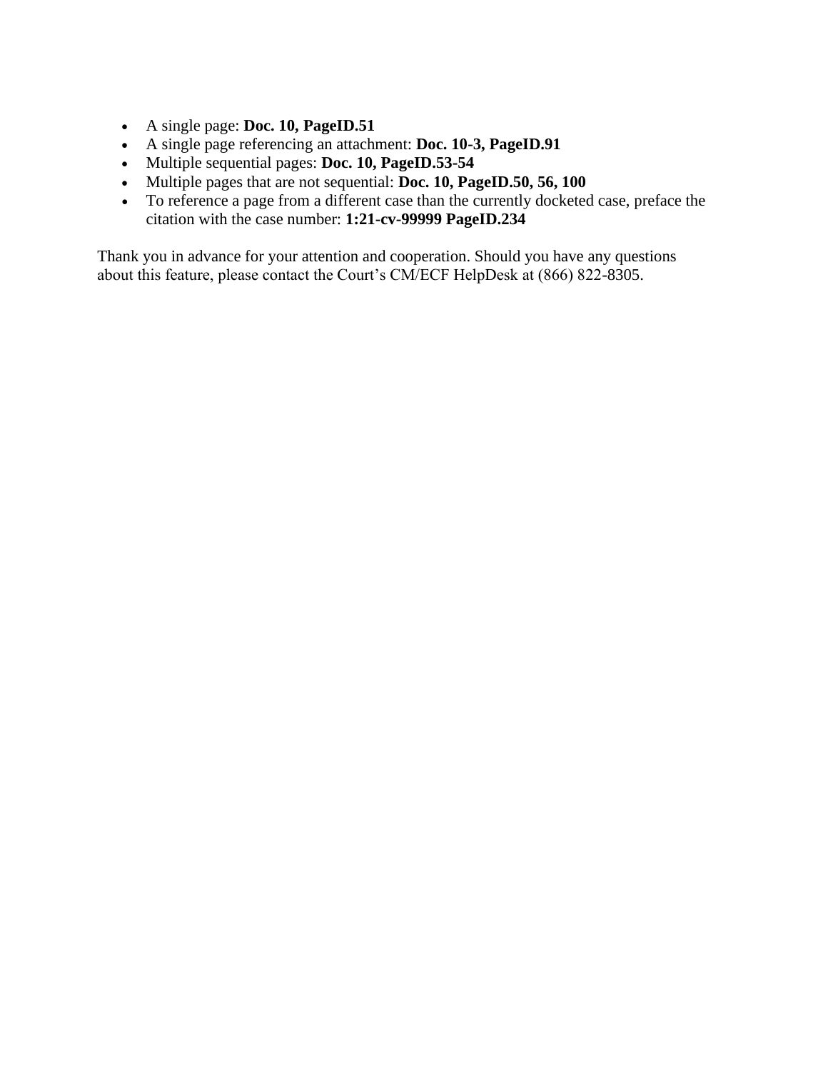- A single page: **Doc. 10, PageID.51**
- A single page referencing an attachment: **Doc. 10-3, PageID.91**
- Multiple sequential pages: **Doc. 10, PageID.53-54**
- Multiple pages that are not sequential: **Doc. 10, PageID.50, 56, 100**
- To reference a page from a different case than the currently docketed case, preface the citation with the case number: **1:21-cv-99999 PageID.234**

Thank you in advance for your attention and cooperation. Should you have any questions about this feature, please contact the Court's CM/ECF HelpDesk at (866) 822-8305.